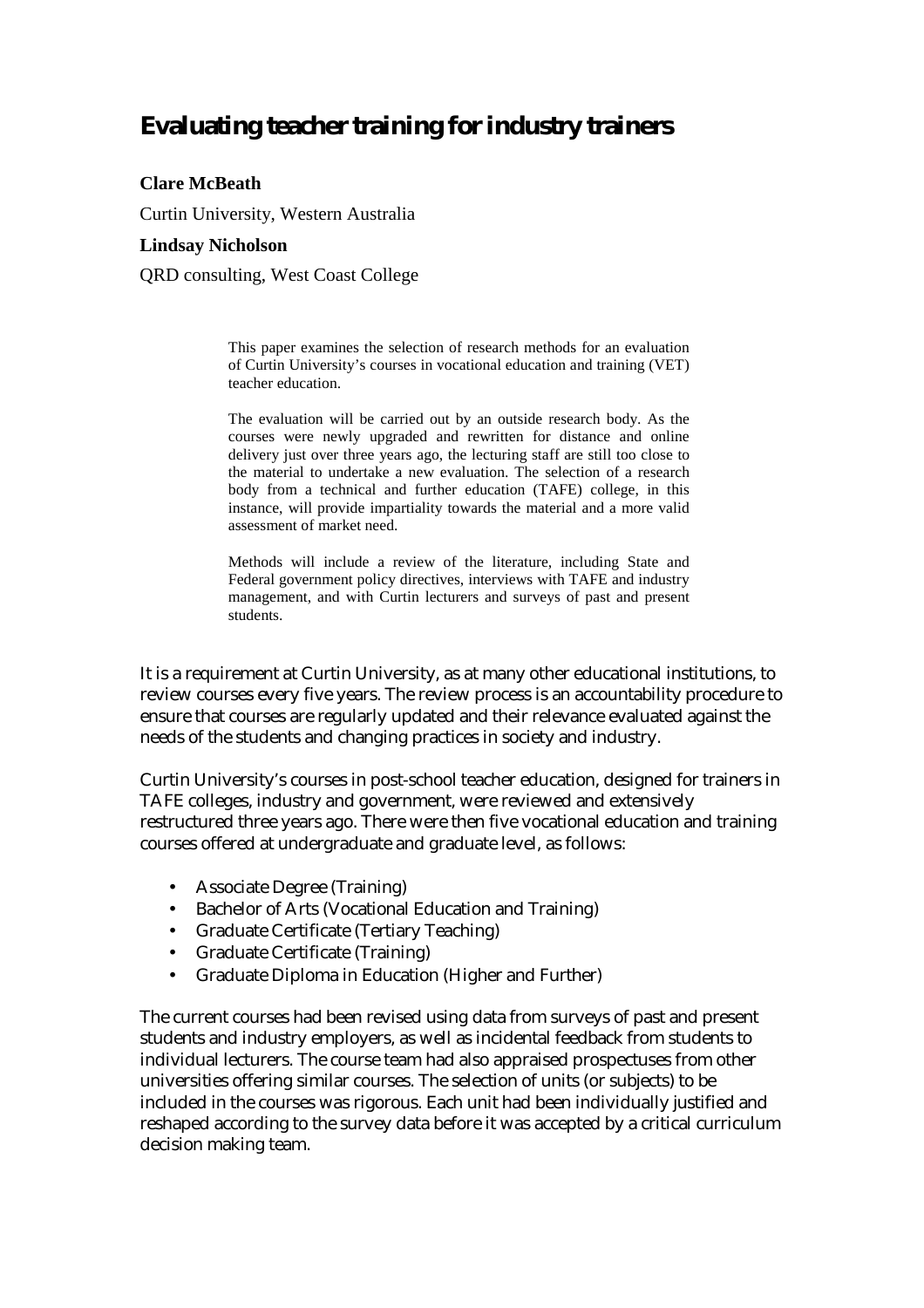# Evaluating teacher training for industry trainers

**Clare McBeath**

Curtin University, Western Australia

**Lindsay Nicholson**

QRD consulting, West Coast College

> This paper examines the selection of research methods for an evaluation of Curtin University's courses in vocational education and training (VET) teacher education.
>
> The evaluation will be carried out by an outside research body. As the courses were newly upgraded and rewritten for distance and online delivery just over three years ago, the lecturing staff are still too close to the material to undertake a new evaluation. The selection of a research body from a technical and further education (TAFE) college, in this instance, will provide impartiality towards the material and a more valid assessment of market need.
>
> Methods will include a review of the literature, including State and Federal government policy directives, interviews with TAFE and industry management, and with Curtin lecturers and surveys of past and present students.

It is a requirement at Curtin University, as at many other educational institutions, to review courses every five years. The review process is an accountability procedure to ensure that courses are regularly updated and their relevance evaluated against the needs of the students and changing practices in society and industry.

Curtin University's courses in post-school teacher education, designed for trainers in TAFE colleges, industry and government, were reviewed and extensively restructured three years ago. There were then five vocational education and training courses offered at undergraduate and graduate level, as follows:

- Associate Degree (Training)
- Bachelor of Arts (Vocational Education and Training)
- Graduate Certificate (Tertiary Teaching)
- Graduate Certificate (Training)
- Graduate Diploma in Education (Higher and Further)

The current courses had been revised using data from surveys of past and present students and industry employers, as well as incidental feedback from students to individual lecturers. The course team had also appraised prospectuses from other universities offering similar courses. The selection of units (or subjects) to be included in the courses was rigorous. Each unit had been individually justified and reshaped according to the survey data before it was accepted by a critical curriculum decision making team.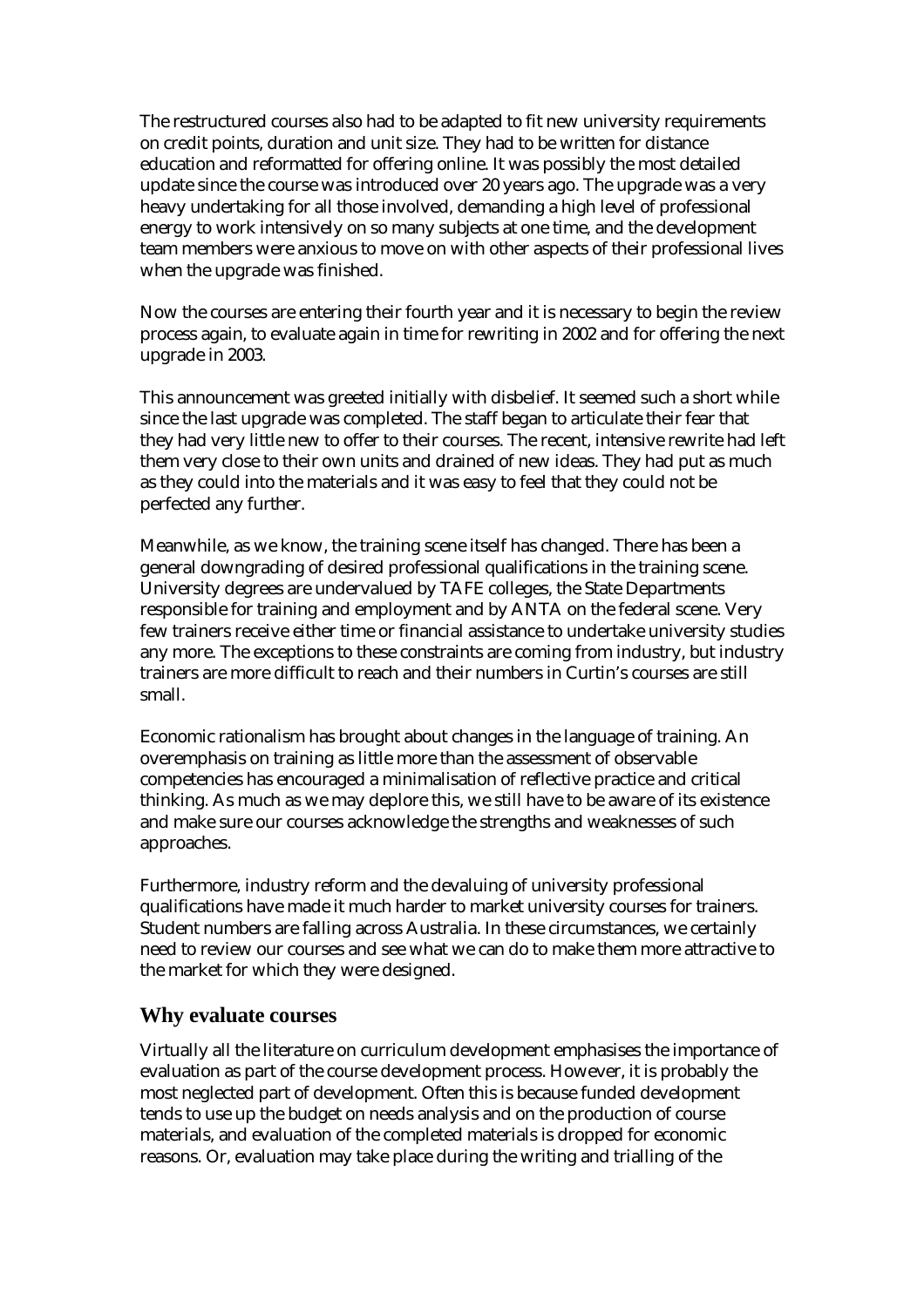The restructured courses also had to be adapted to fit new university requirements on credit points, duration and unit size. They had to be written for distance education and reformatted for offering online. It was possibly the most detailed update since the course was introduced over 20 years ago. The upgrade was a very heavy undertaking for all those involved, demanding a high level of professional energy to work intensively on so many subjects at one time, and the development team members were anxious to move on with other aspects of their professional lives when the upgrade was finished.

Now the courses are entering their fourth year and it is necessary to begin the review process again, to evaluate again in time for rewriting in 2002 and for offering the next upgrade in 2003.

This announcement was greeted initially with disbelief. It seemed such a short while since the last upgrade was completed. The staff began to articulate their fear that they had very little new to offer to their courses. The recent, intensive rewrite had left them very close to their own units and drained of new ideas. They had put as much as they could into the materials and it was easy to feel that they could not be perfected any further.

Meanwhile, as we know, the training scene itself has changed. There has been a general downgrading of desired professional qualifications in the training scene. University degrees are undervalued by TAFE colleges, the State Departments responsible for training and employment and by ANTA on the federal scene. Very few trainers receive either time or financial assistance to undertake university studies any more. The exceptions to these constraints are coming from industry, but industry trainers are more difficult to reach and their numbers in Curtin's courses are still small.

Economic rationalism has brought about changes in the language of training. An overemphasis on training as little more than the assessment of observable competencies has encouraged a minimalisation of reflective practice and critical thinking. As much as we may deplore this, we still have to be aware of its existence and make sure our courses acknowledge the strengths and weaknesses of such approaches.

Furthermore, industry reform and the devaluing of university professional qualifications have made it much harder to market university courses for trainers. Student numbers are falling across Australia. In these circumstances, we certainly need to review our courses and see what we can do to make them more attractive to the market for which they were designed.

## Why evaluate courses

Virtually all the literature on curriculum development emphasises the importance of evaluation as part of the course development process. However, it is probably the most neglected part of development. Often this is because funded development tends to use up the budget on needs analysis and on the production of course materials, and evaluation of the completed materials is dropped for economic reasons. Or, evaluation may take place during the writing and trialling of the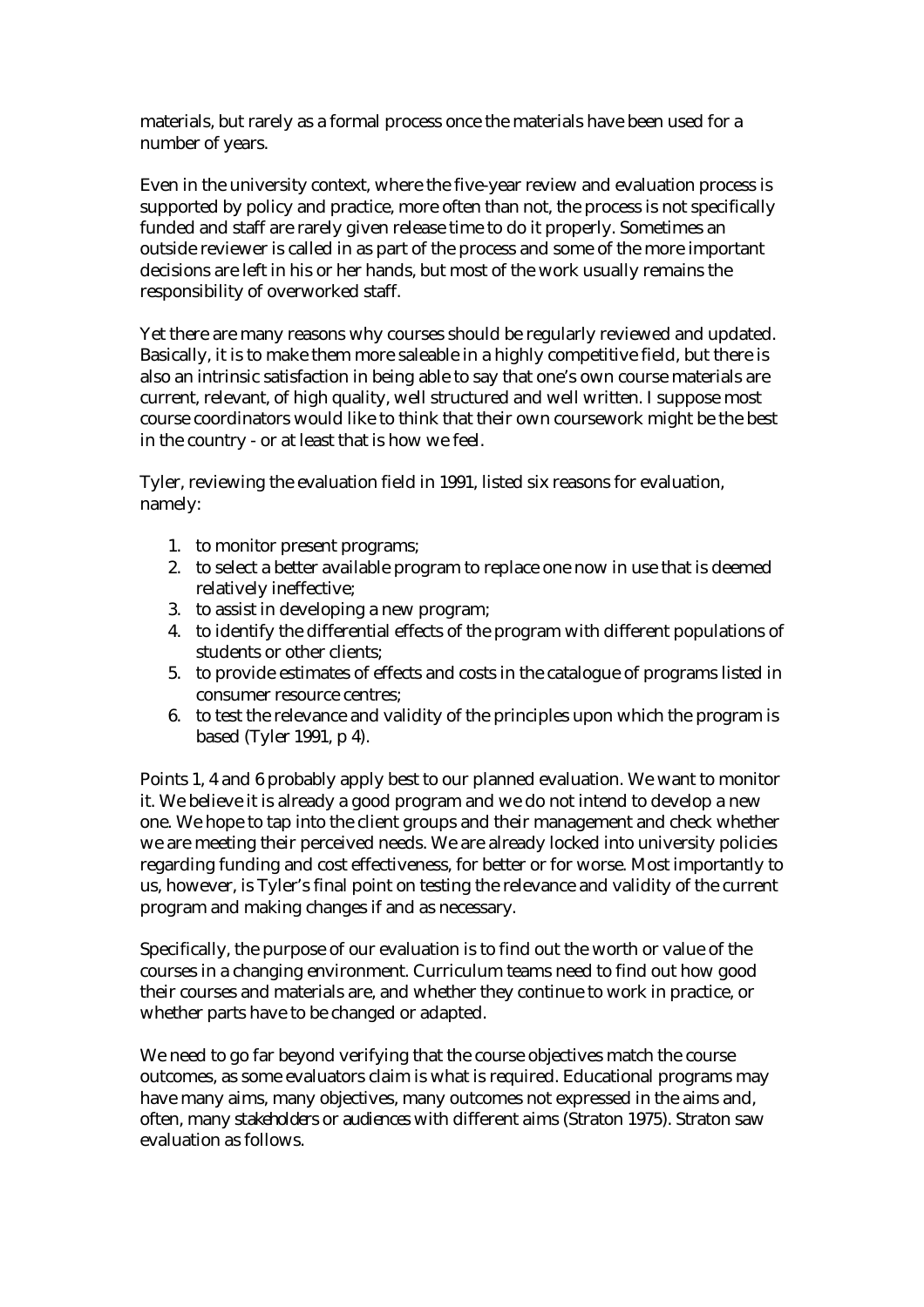materials, but rarely as a formal process once the materials have been used for a number of years.

Even in the university context, where the five-year review and evaluation process is supported by policy and practice, more often than not, the process is not specifically funded and staff are rarely given release time to do it properly. Sometimes an outside reviewer is called in as part of the process and some of the more important decisions are left in his or her hands, but most of the work usually remains the responsibility of overworked staff.

Yet there are many reasons why courses should be regularly reviewed and updated. Basically, it is to make them more saleable in a highly competitive field, but there is also an intrinsic satisfaction in being able to say that one's own course materials are current, relevant, of high quality, well structured and well written. I suppose most course coordinators would like to think that their own coursework might be the best in the country - or at least that is how we feel.

Tyler, reviewing the evaluation field in 1991, listed six reasons for evaluation, namely:

1. to monitor present programs;
2. to select a better available program to replace one now in use that is deemed relatively ineffective;
3. to assist in developing a new program;
4. to identify the differential effects of the program with different populations of students or other clients;
5. to provide estimates of effects and costs in the catalogue of programs listed in consumer resource centres;
6. to test the relevance and validity of the principles upon which the program is based (Tyler 1991, p 4).

Points 1, 4 and 6 probably apply best to our planned evaluation. We want to monitor it. We believe it is already a good program and we do not intend to develop a new one. We hope to tap into the client groups and their management and check whether we are meeting their perceived needs. We are already locked into university policies regarding funding and cost effectiveness, for better or for worse. Most importantly to us, however, is Tyler's final point on testing the relevance and validity of the current program and making changes if and as necessary.

Specifically, the purpose of our evaluation is to find out the worth or value of the courses in a changing environment. Curriculum teams need to find out how good their courses and materials are, and whether they continue to work in practice, or whether parts have to be changed or adapted.

We need to go far beyond verifying that the course objectives match the course outcomes, as some evaluators claim is what is required. Educational programs may have many aims, many objectives, many outcomes not expressed in the aims and, often, many *stakeholders* or *audiences* with different aims (Straton 1975). Straton saw evaluation as follows.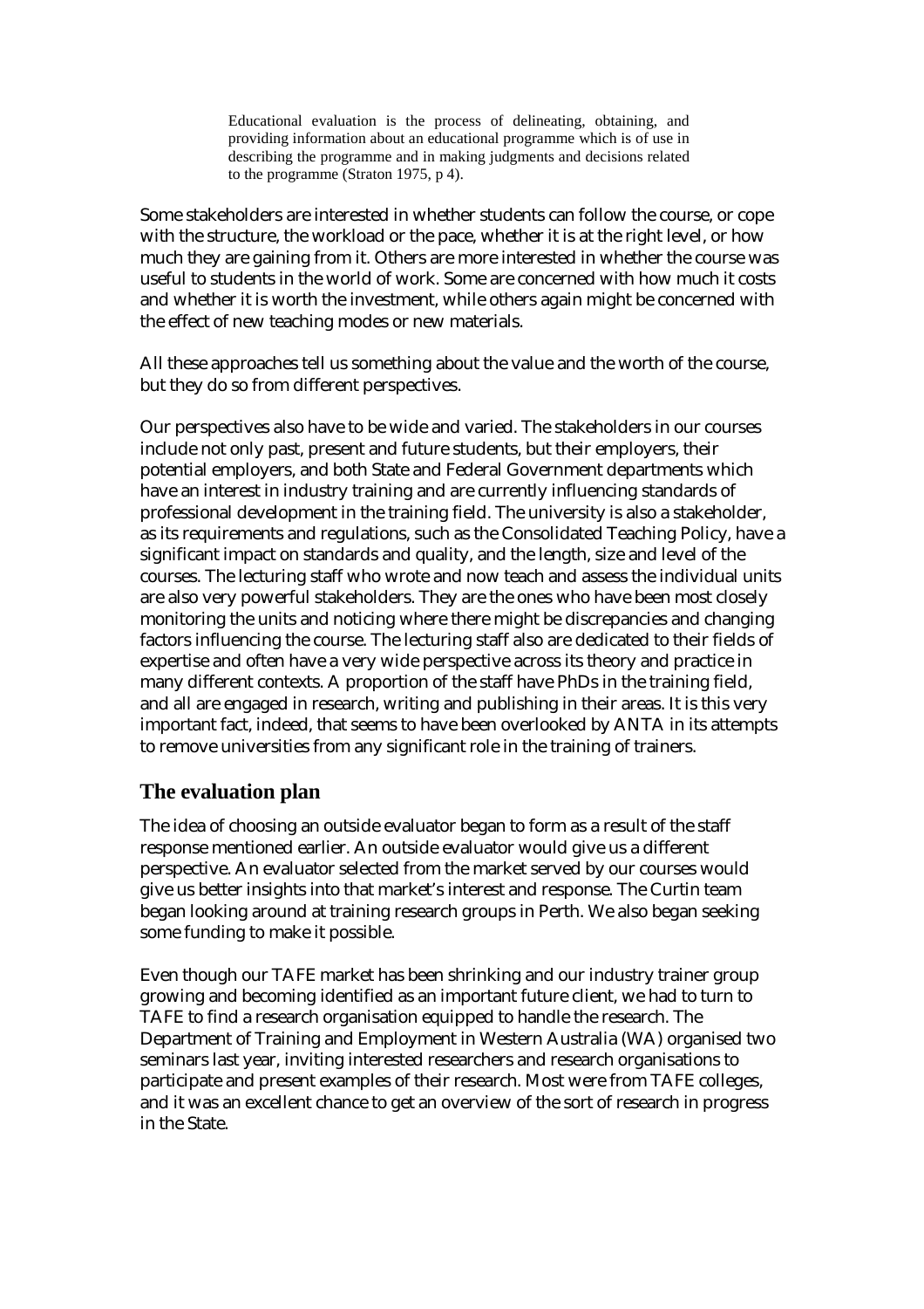> Educational evaluation is the process of delineating, obtaining, and providing information about an educational programme which is of use in describing the programme and in making judgments and decisions related to the programme (Straton 1975, p 4).

Some stakeholders are interested in whether students can follow the course, or cope with the structure, the workload or the pace, whether it is at the right level, or how much they are gaining from it. Others are more interested in whether the course was useful to students in the world of work. Some are concerned with how much it costs and whether it is worth the investment, while others again might be concerned with the effect of new teaching modes or new materials.

All these approaches tell us something about the value and the worth of the course, but they do so from different perspectives.

Our perspectives also have to be wide and varied. The stakeholders in our courses include not only past, present and future students, but their employers, their potential employers, and both State and Federal Government departments which have an interest in industry training and are currently influencing standards of professional development in the training field. The university is also a stakeholder, as its requirements and regulations, such as the Consolidated Teaching Policy, have a significant impact on standards and quality, and the length, size and level of the courses. The lecturing staff who wrote and now teach and assess the individual units are also very powerful stakeholders. They are the ones who have been most closely monitoring the units and noticing where there might be discrepancies and changing factors influencing the course. The lecturing staff also are dedicated to their fields of expertise and often have a very wide perspective across its theory and practice in many different contexts. A proportion of the staff have PhDs in the training field, and all are engaged in research, writing and publishing in their areas. It is this very important fact, indeed, that seems to have been overlooked by ANTA in its attempts to remove universities from any significant role in the training of trainers.

## The evaluation plan

The idea of choosing an outside evaluator began to form as a result of the staff response mentioned earlier. An outside evaluator would give us a different perspective. An evaluator selected from the market served by our courses would give us better insights into that market's interest and response. The Curtin team began looking around at training research groups in Perth. We also began seeking some funding to make it possible.

Even though our TAFE market has been shrinking and our industry trainer group growing and becoming identified as an important future client, we had to turn to TAFE to find a research organisation equipped to handle the research. The Department of Training and Employment in Western Australia (WA) organised two seminars last year, inviting interested researchers and research organisations to participate and present examples of their research. Most were from TAFE colleges, and it was an excellent chance to get an overview of the sort of research in progress in the State.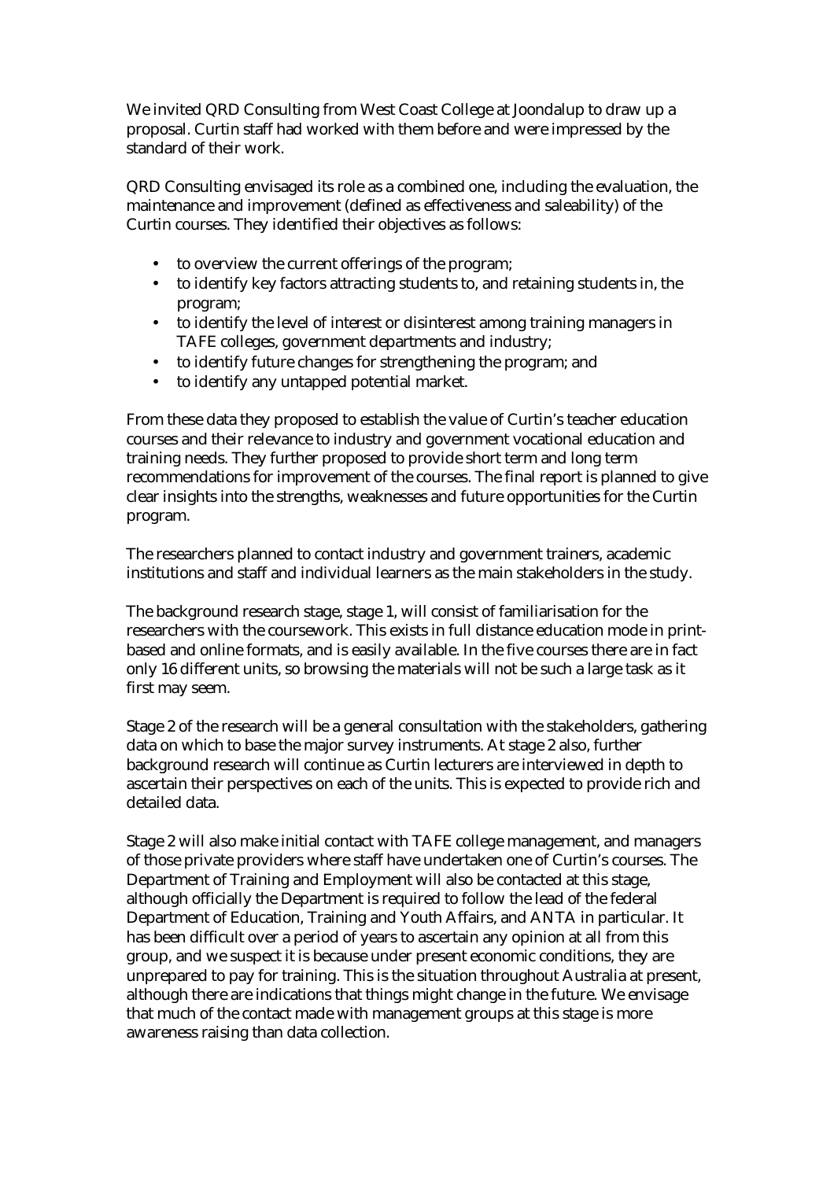We invited QRD Consulting from West Coast College at Joondalup to draw up a proposal. Curtin staff had worked with them before and were impressed by the standard of their work.

QRD Consulting envisaged its role as a combined one, including the evaluation, the maintenance and improvement (defined as effectiveness and saleability) of the Curtin courses. They identified their objectives as follows:

- to overview the current offerings of the program;
- to identify key factors attracting students to, and retaining students in, the program;
- to identify the level of interest or disinterest among training managers in TAFE colleges, government departments and industry;
- to identify future changes for strengthening the program; and
- to identify any untapped potential market.

From these data they proposed to establish the value of Curtin's teacher education courses and their relevance to industry and government vocational education and training needs. They further proposed to provide short term and long term recommendations for improvement of the courses. The final report is planned to give clear insights into the strengths, weaknesses and future opportunities for the Curtin program.

The researchers planned to contact industry and government trainers, academic institutions and staff and individual learners as the main stakeholders in the study.

The background research stage, stage 1, will consist of familiarisation for the researchers with the coursework. This exists in full distance education mode in print-based and online formats, and is easily available. In the five courses there are in fact only 16 different units, so browsing the materials will not be such a large task as it first may seem.

Stage 2 of the research will be a general consultation with the stakeholders, gathering data on which to base the major survey instruments. At stage 2 also, further background research will continue as Curtin lecturers are interviewed in depth to ascertain their perspectives on each of the units. This is expected to provide rich and detailed data.

Stage 2 will also make initial contact with TAFE college management, and managers of those private providers where staff have undertaken one of Curtin's courses. The Department of Training and Employment will also be contacted at this stage, although officially the Department is required to follow the lead of the federal Department of Education, Training and Youth Affairs, and ANTA in particular. It has been difficult over a period of years to ascertain any opinion at all from this group, and we suspect it is because under present economic conditions, they are unprepared to pay for training. This is the situation throughout Australia at present, although there are indications that things might change in the future. We envisage that much of the contact made with management groups at this stage is more awareness raising than data collection.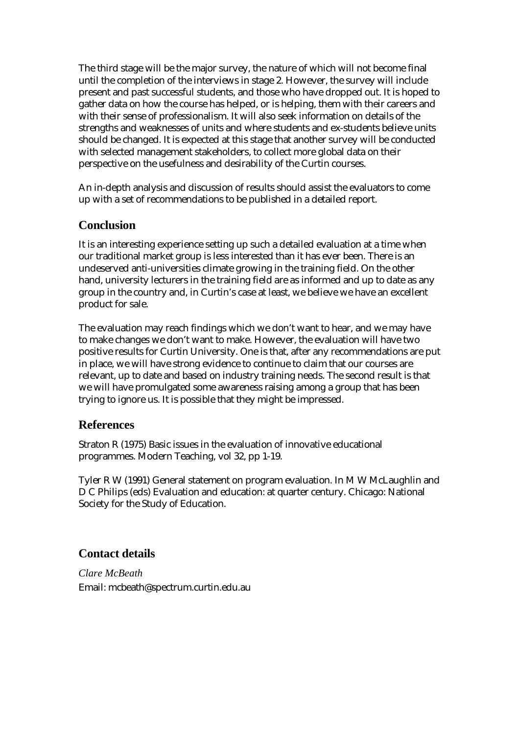The third stage will be the major survey, the nature of which will not become final until the completion of the interviews in stage 2. However, the survey will include present and past successful students, and those who have dropped out. It is hoped to gather data on how the course has helped, or is helping, them with their careers and with their sense of professionalism. It will also seek information on details of the strengths and weaknesses of units and where students and ex-students believe units should be changed. It is expected at this stage that another survey will be conducted with selected management stakeholders, to collect more global data on their perspective on the usefulness and desirability of the Curtin courses.

An in-depth analysis and discussion of results should assist the evaluators to come up with a set of recommendations to be published in a detailed report.

## Conclusion

It is an interesting experience setting up such a detailed evaluation at a time when our traditional market group is less interested than it has ever been. There is an undeserved anti-universities climate growing in the training field. On the other hand, university lecturers in the training field are as informed and up to date as any group in the country and, in Curtin's case at least, we believe we have an excellent product for sale.

The evaluation may reach findings which we don't want to hear, and we may have to make changes we don't want to make. However, the evaluation will have two positive results for Curtin University. One is that, after any recommendations are put in place, we will have strong evidence to continue to claim that our courses are relevant, up to date and based on industry training needs. The second result is that we will have promulgated some awareness raising among a group that has been trying to ignore us. It is possible that they might be impressed.

## References

Straton R (1975) Basic issues in the evaluation of innovative educational programmes. Modern Teaching, vol 32, pp 1-19.

Tyler R W (1991) General statement on program evaluation. In M W McLaughlin and D C Philips (eds) Evaluation and education: at quarter century. Chicago: National Society for the Study of Education.

## Contact details

*Clare McBeath*
Email: mcbeath@spectrum.curtin.edu.au